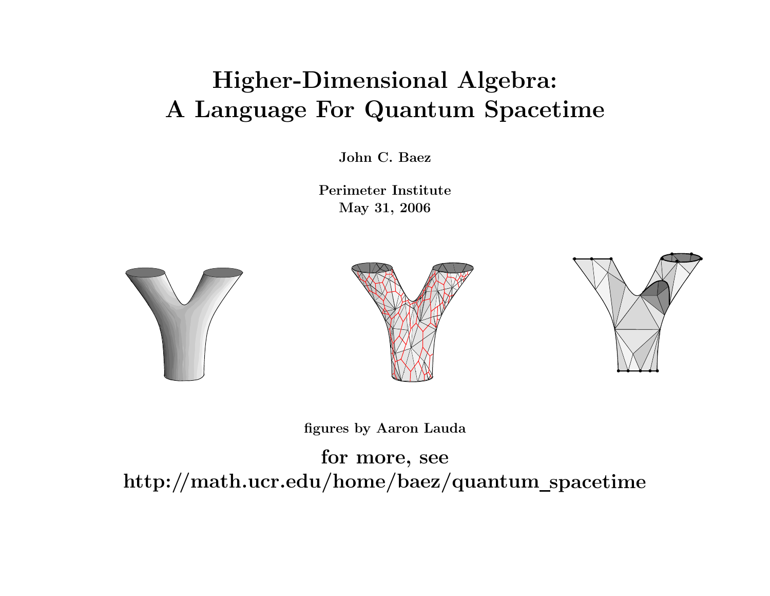# Higher-Dimensional Algebra: A Language For Quantum Spacetime

**John C. Baez**

**Perimeter Institute**
**May 31, 2006**

**figures by Aaron Lauda**

**for more, see**
**http://math.ucr.edu/home/baez/quantum_spacetime**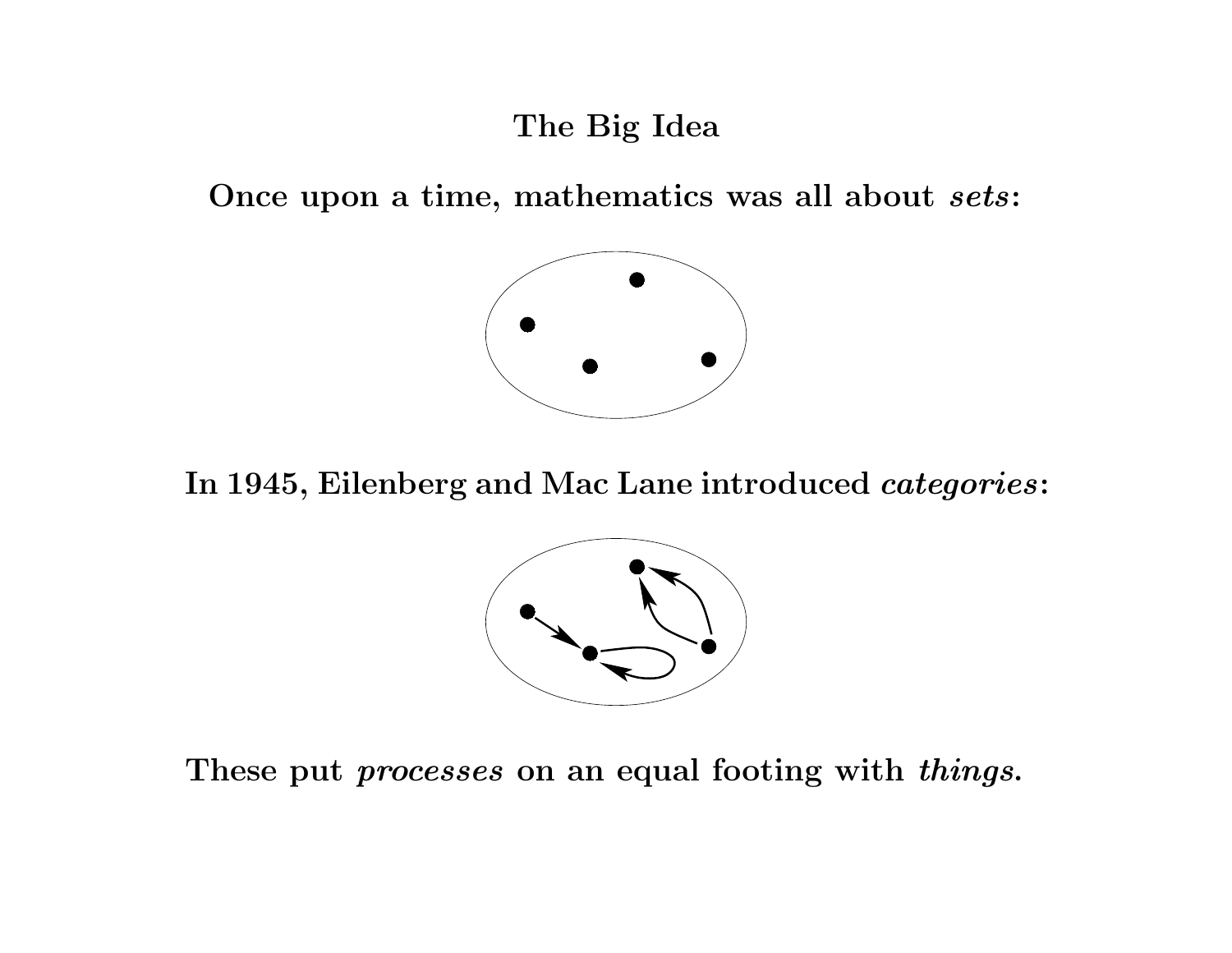# The Big Idea

Once upon a time, mathematics was all about *sets*:

In 1945, Eilenberg and Mac Lane introduced *categories*:

These put *processes* on an equal footing with *things*.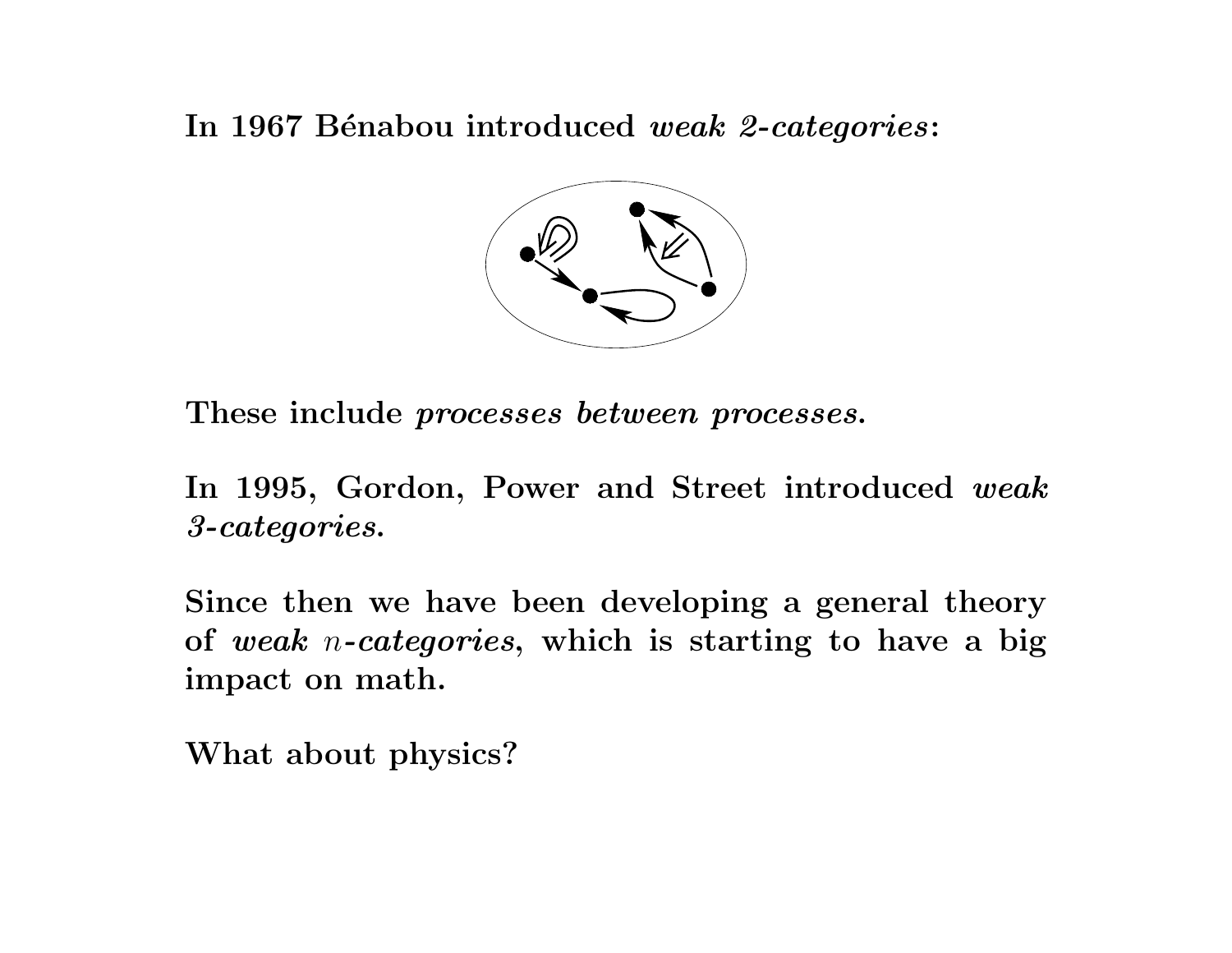**In 1967 Bénabou introduced *weak 2-categories*:**

**These include *processes between processes*.**

**In 1995, Gordon, Power and Street introduced *weak 3-categories*.**

**Since then we have been developing a general theory of *weak $n$-categories*, which is starting to have a big impact on math.**

**What about physics?**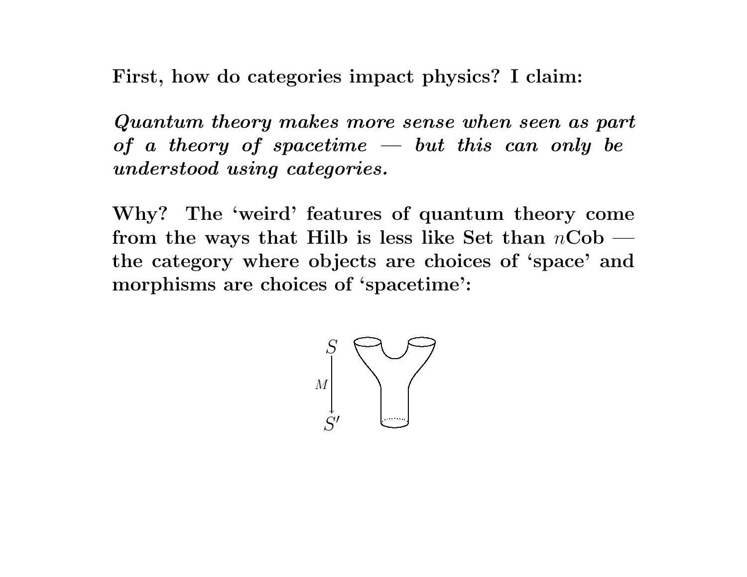**First, how do categories impact physics? I claim:**

***Quantum theory makes more sense when seen as part of a theory of spacetime — but this can only be understood using categories.***

**Why? The 'weird' features of quantum theory come from the ways that Hilb is less like Set than $n$Cob — the category where objects are choices of 'space' and morphisms are choices of 'spacetime':**

$$S \xrightarrow{M} S'$$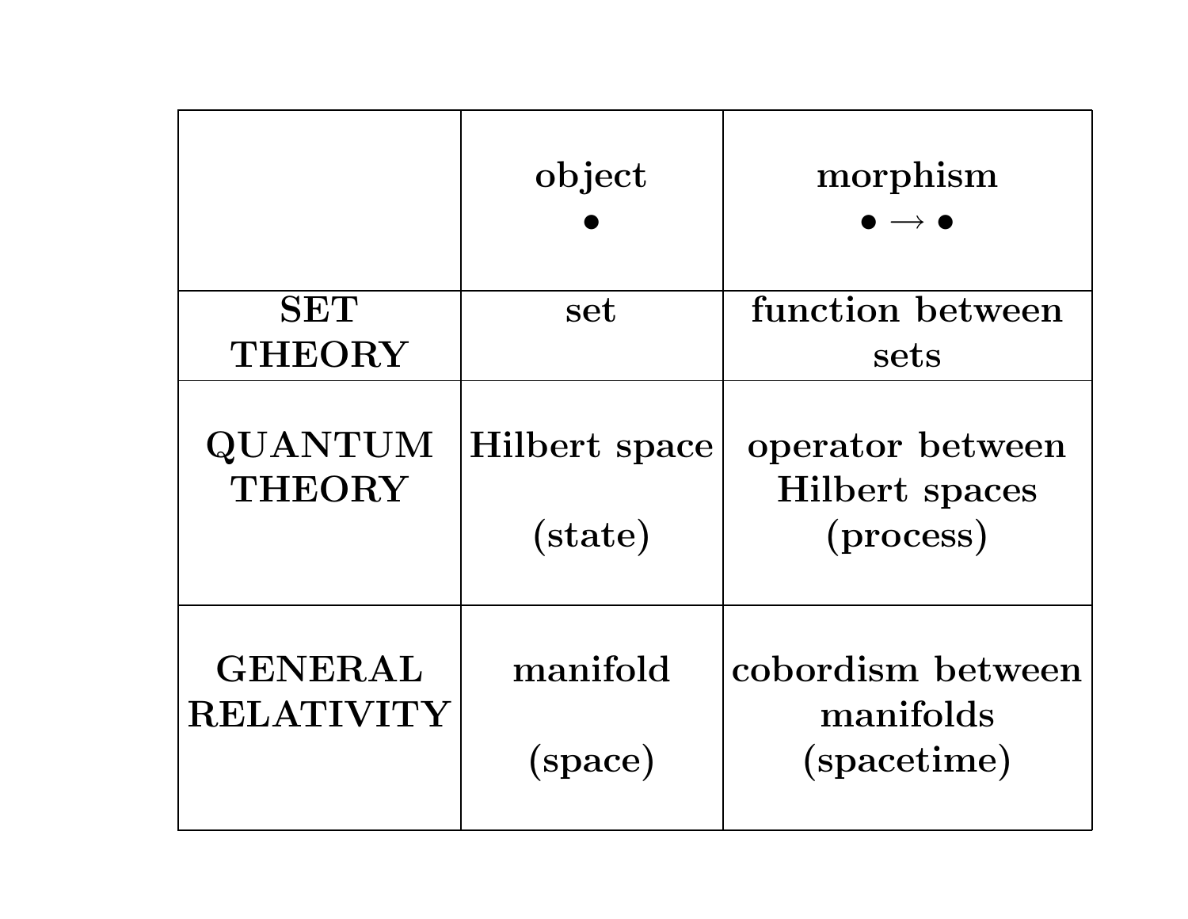| | **object** $\bullet$ | **morphism** $\bullet \rightarrow \bullet$ |
|---|---|---|
| **SET THEORY** | **set** | **function between sets** |
| **QUANTUM THEORY** | **Hilbert space** **(state)** | **operator between Hilbert spaces (process)** |
| **GENERAL RELATIVITY** | **manifold** **(space)** | **cobordism between manifolds (spacetime)** |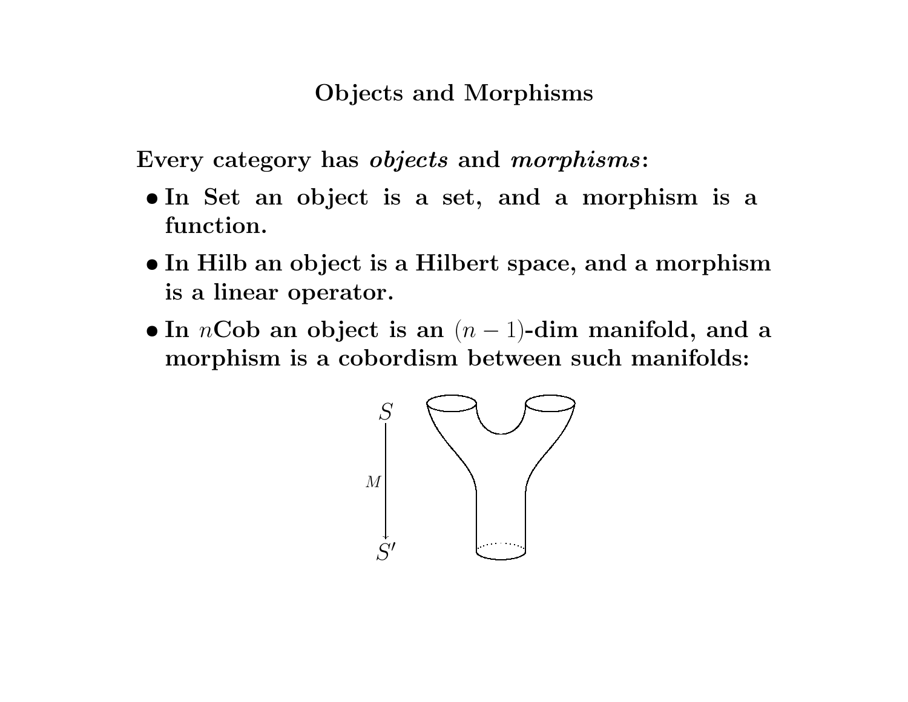# Objects and Morphisms

Every category has *objects* and *morphisms*:

- In Set an object is a set, and a morphism is a function.
- In Hilb an object is a Hilbert space, and a morphism is a linear operator.
- In $n$Cob an object is an $(n-1)$-dim manifold, and a morphism is a cobordism between such manifolds:

$$S \xrightarrow{M} S'$$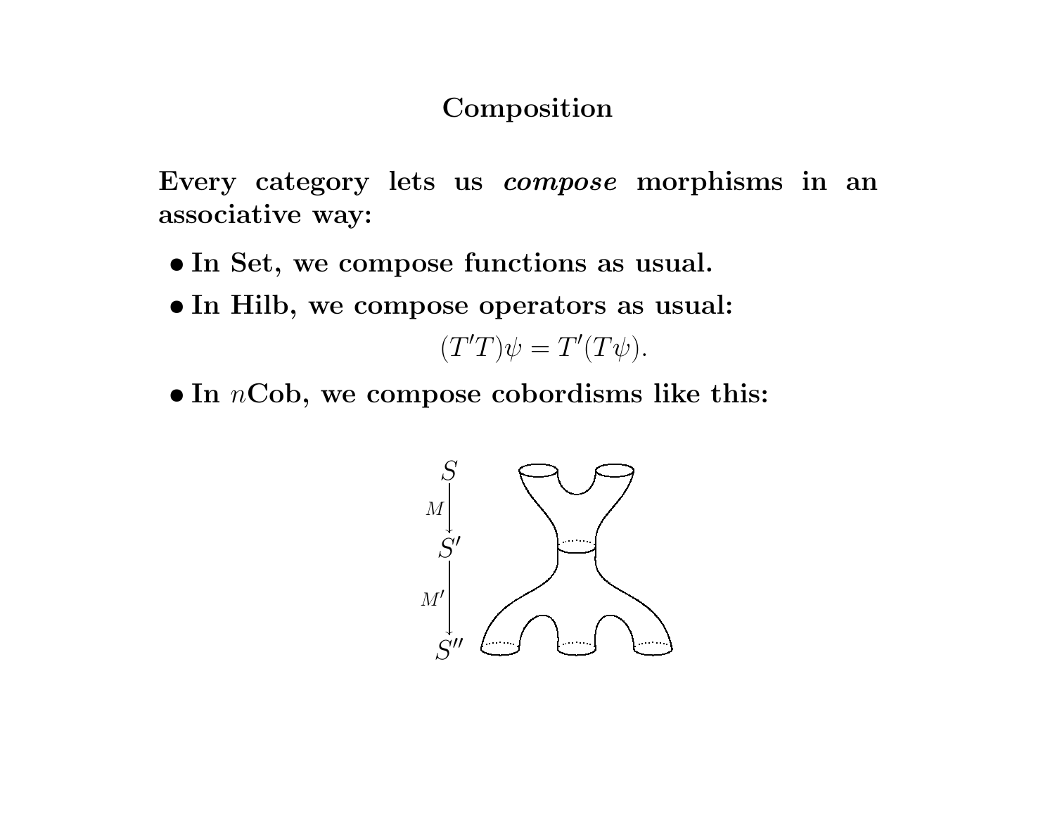# Composition

**Every category lets us *compose* morphisms in an associative way:**

- **In Set, we compose functions as usual.**
- **In Hilb, we compose operators as usual:**

$$(T'T)\psi = T'(T\psi).$$

- **In $n$Cob, we compose cobordisms like this:**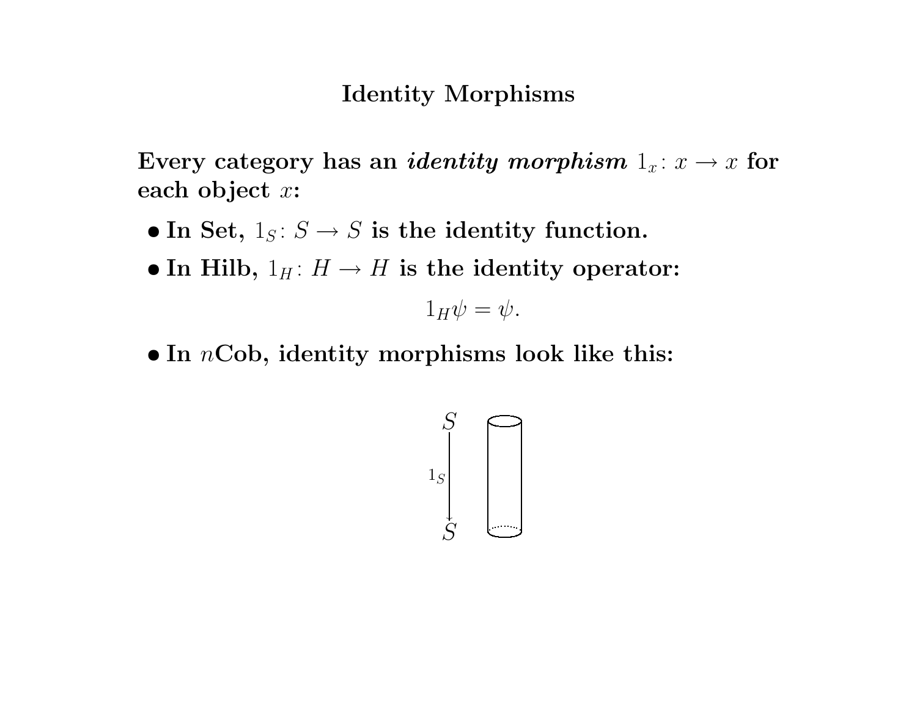# Identity Morphisms

**Every category has an *identity morphism* $1_x \colon x \to x$ for each object $x$:**

- **In Set, $1_S \colon S \to S$ is the identity function.**
- **In Hilb, $1_H \colon H \to H$ is the identity operator:**

$$1_H \psi = \psi.$$

- **In $n$Cob, identity morphisms look like this:**

$$S \xrightarrow{1_S} S$$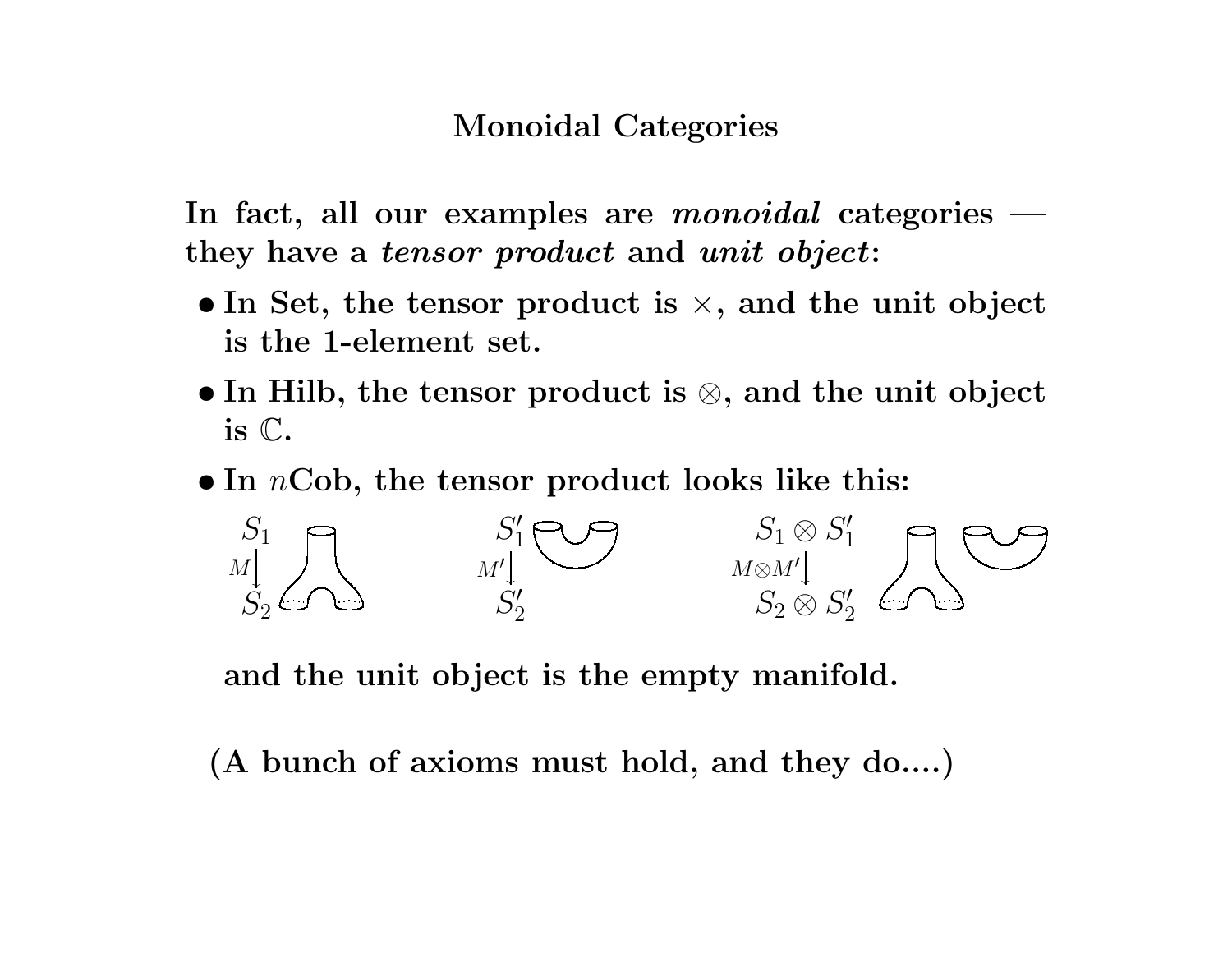# Monoidal Categories

**In fact, all our examples are *monoidal* categories — they have a *tensor product* and *unit object*:**

- **In Set, the tensor product is $\times$, and the unit object is the 1-element set.**
- **In Hilb, the tensor product is $\otimes$, and the unit object is $\mathbb{C}$.**
- **In $n$Cob, the tensor product looks like this:**

$S_1 \xrightarrow{M} S_2$ $\qquad$ $S_1' \xrightarrow{M'} S_2'$ $\qquad$ $S_1 \otimes S_1' \xrightarrow{M \otimes M'} S_2 \otimes S_2'$

**and the unit object is the empty manifold.**

**(A bunch of axioms must hold, and they do....)**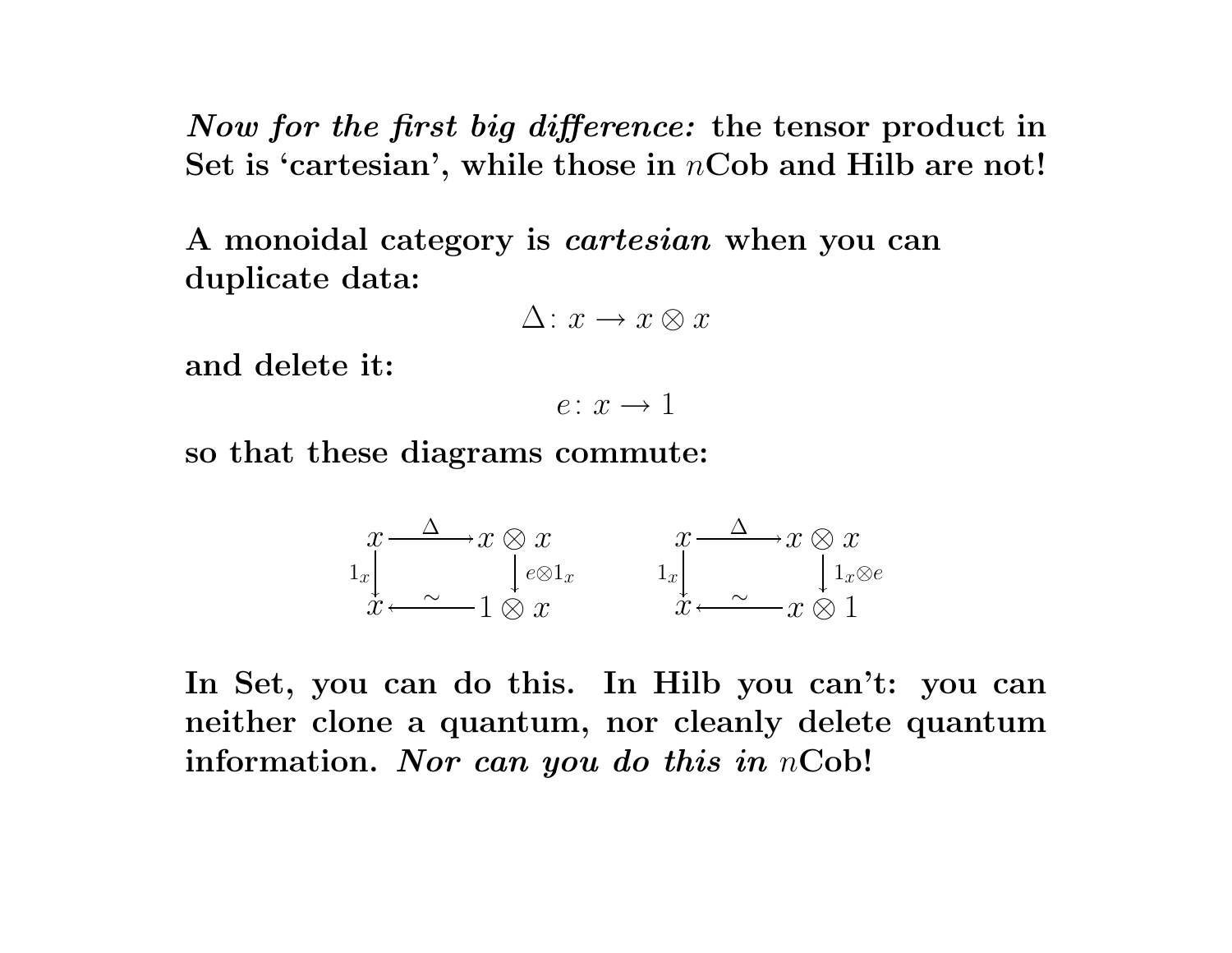***Now for the first big difference:*** **the tensor product in Set is 'cartesian', while those in $n$Cob and Hilb are not!**

**A monoidal category is *cartesian* when you can duplicate data:**

$$\Delta \colon x \to x \otimes x$$

**and delete it:**

$$e \colon x \to 1$$

**so that these diagrams commute:**

$$\begin{array}{ccc} x & \xrightarrow{\Delta} & x \otimes x \\ {\scriptstyle 1_x}\downarrow & & \downarrow{\scriptstyle e \otimes 1_x} \\ x & \xleftarrow{\sim} & 1 \otimes x \end{array} \qquad \begin{array}{ccc} x & \xrightarrow{\Delta} & x \otimes x \\ {\scriptstyle 1_x}\downarrow & & \downarrow{\scriptstyle 1_x \otimes e} \\ x & \xleftarrow{\sim} & x \otimes 1 \end{array}$$

**In Set, you can do this. In Hilb you can't: you can neither clone a quantum, nor cleanly delete quantum information. *Nor can you do this in* $n$Cob!**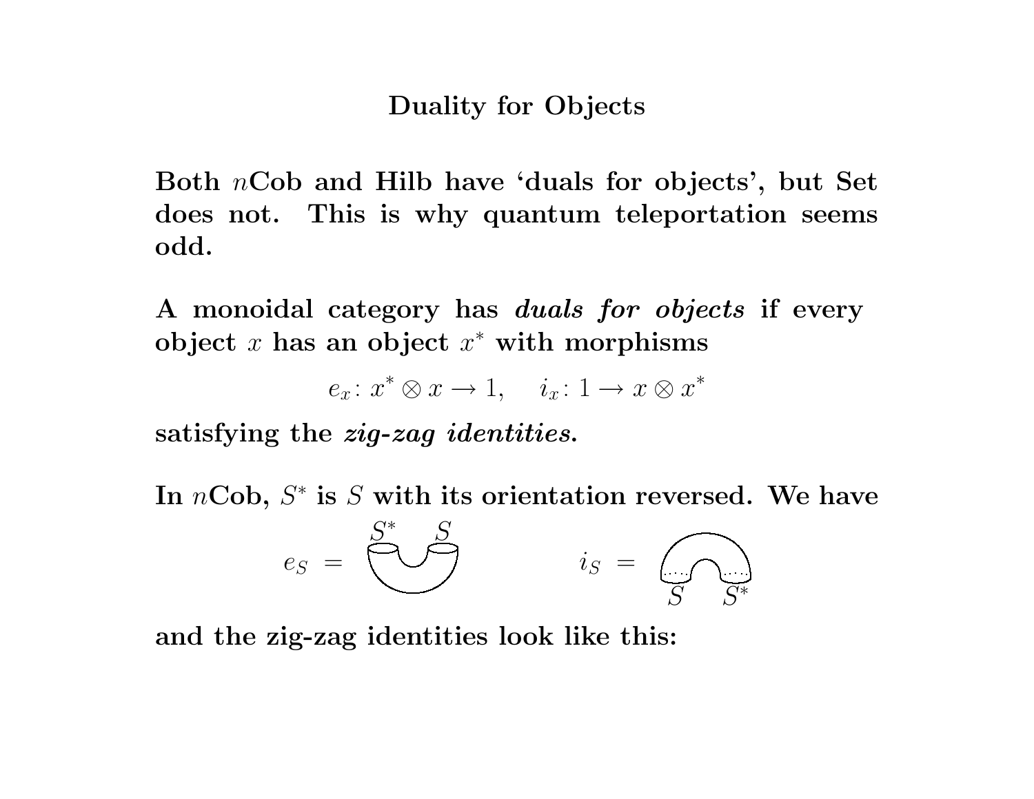## Duality for Objects

Both $n$Cob and Hilb have 'duals for objects', but Set does not. This is why quantum teleportation seems odd.

A monoidal category has ***duals for objects*** if every object $x$ has an object $x^*$ with morphisms

$$e_x \colon x^* \otimes x \to 1, \quad i_x \colon 1 \to x \otimes x^*$$

satisfying the ***zig-zag identities***.

In $n$Cob, $S^*$ is $S$ with its orientation reversed. We have

$e_S =$ $S^*$ $S$ $\qquad$ $i_S =$ $S$ $S^*$

and the zig-zag identities look like this: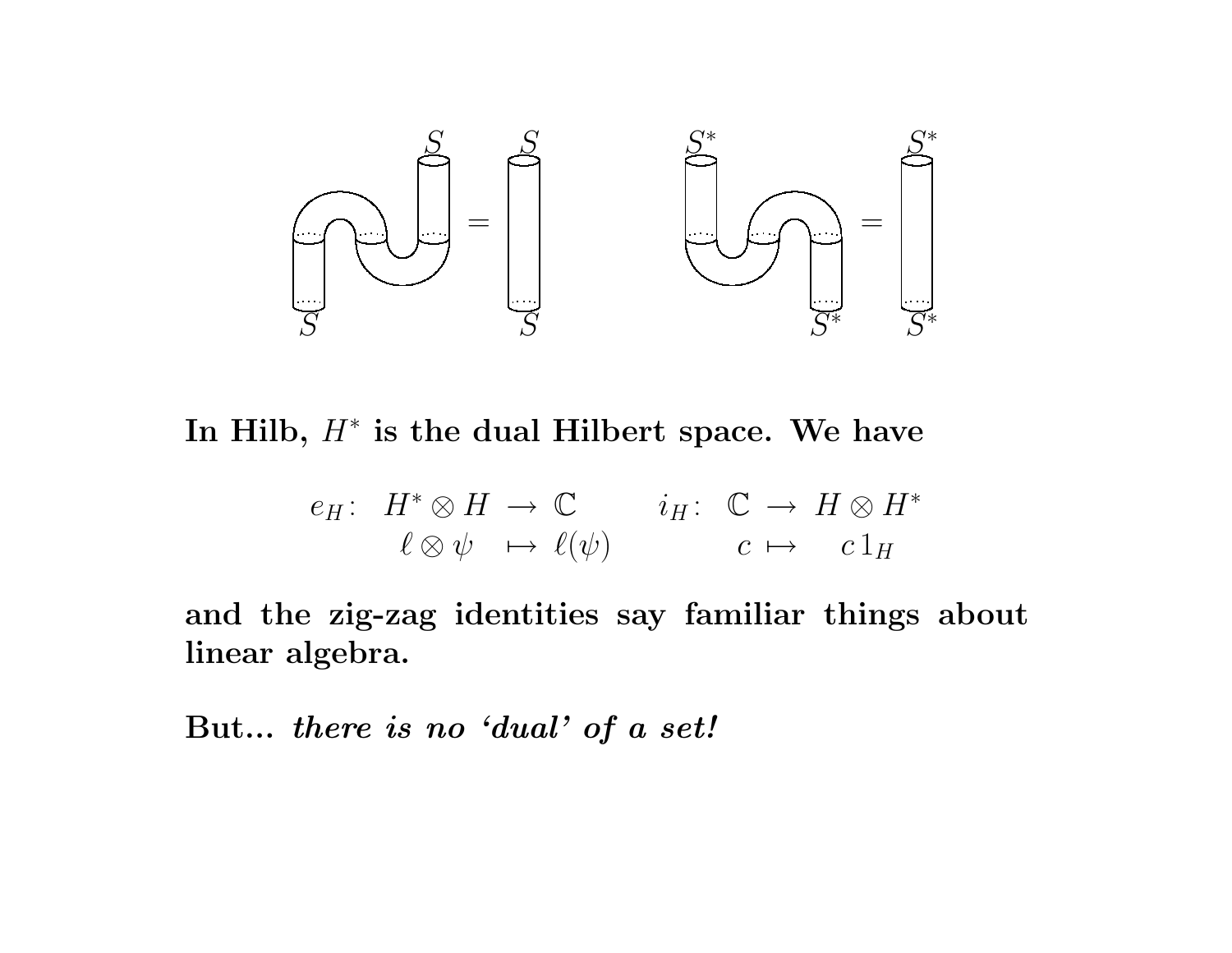**In Hilb, $H^*$ is the dual Hilbert space. We have**

$$
\begin{array}{rccc}
e_H\colon & H^* \otimes H & \to & \mathbb{C} \\
& \ell \otimes \psi & \mapsto & \ell(\psi)
\end{array}
\qquad
\begin{array}{rccc}
i_H\colon & \mathbb{C} & \to & H \otimes H^* \\
& c & \mapsto & c\,1_H
\end{array}
$$

**and the zig-zag identities say familiar things about linear algebra.**

**But...** ***there is no 'dual' of a set!***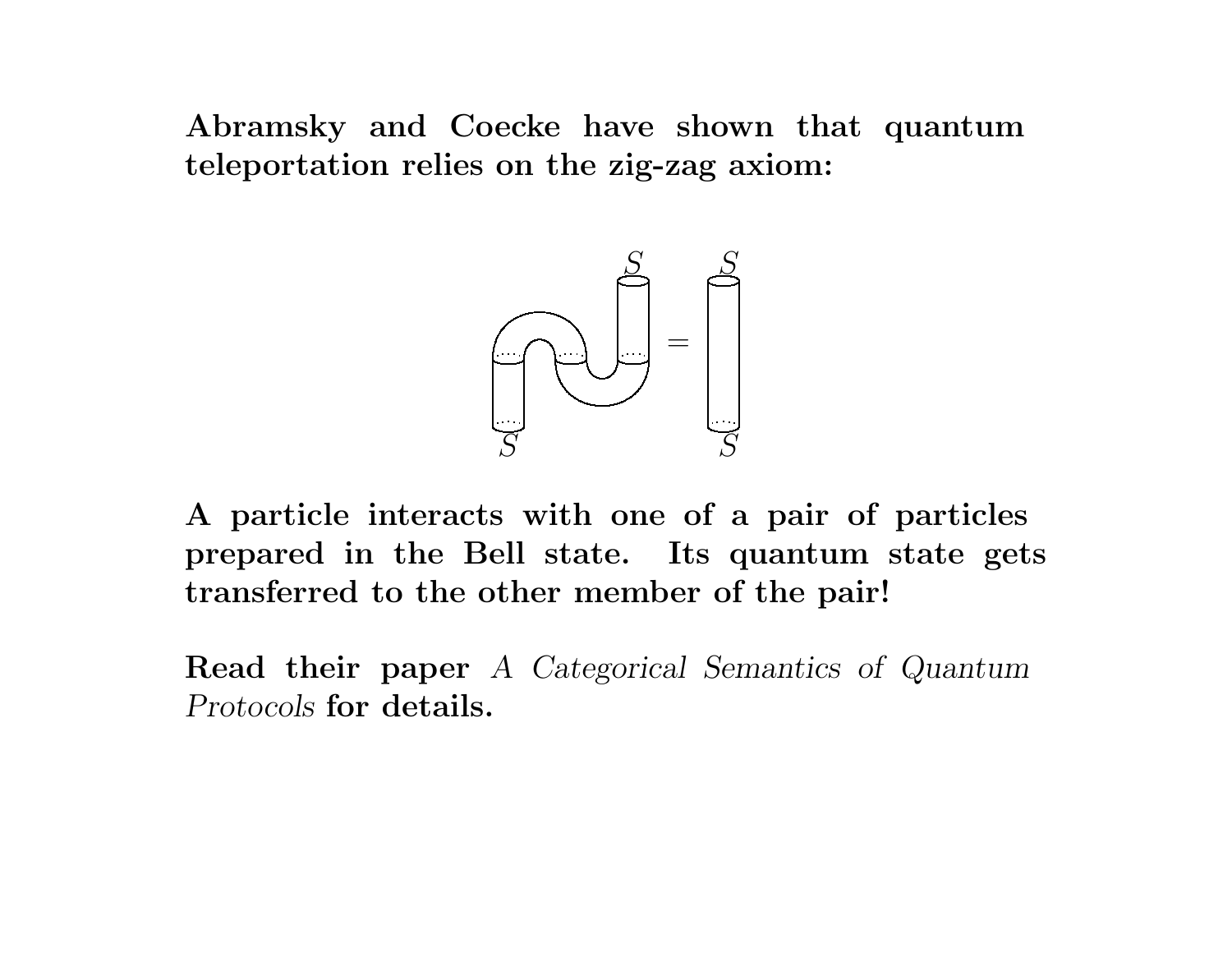**Abramsky and Coecke have shown that quantum teleportation relies on the zig-zag axiom:**

**A particle interacts with one of a pair of particles prepared in the Bell state. Its quantum state gets transferred to the other member of the pair!**

**Read their paper** *A Categorical Semantics of Quantum Protocols* **for details.**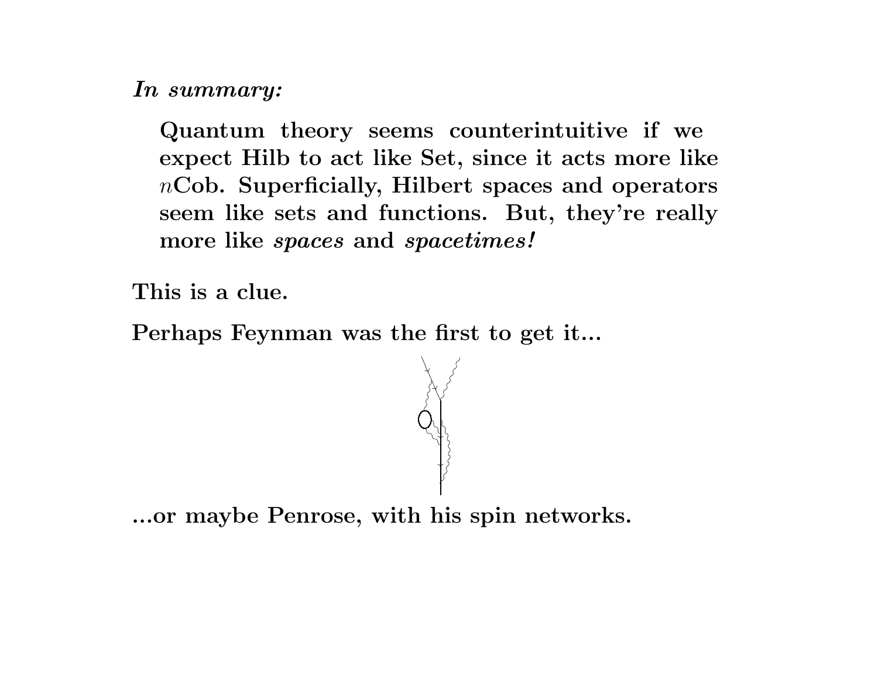***In summary:***

> **Quantum theory seems counterintuitive if we expect Hilb to act like Set, since it acts more like $n$Cob. Superficially, Hilbert spaces and operators seem like sets and functions. But, they're really more like *spaces* and *spacetimes!***

**This is a clue.**

**Perhaps Feynman was the first to get it...**

**...or maybe Penrose, with his spin networks.**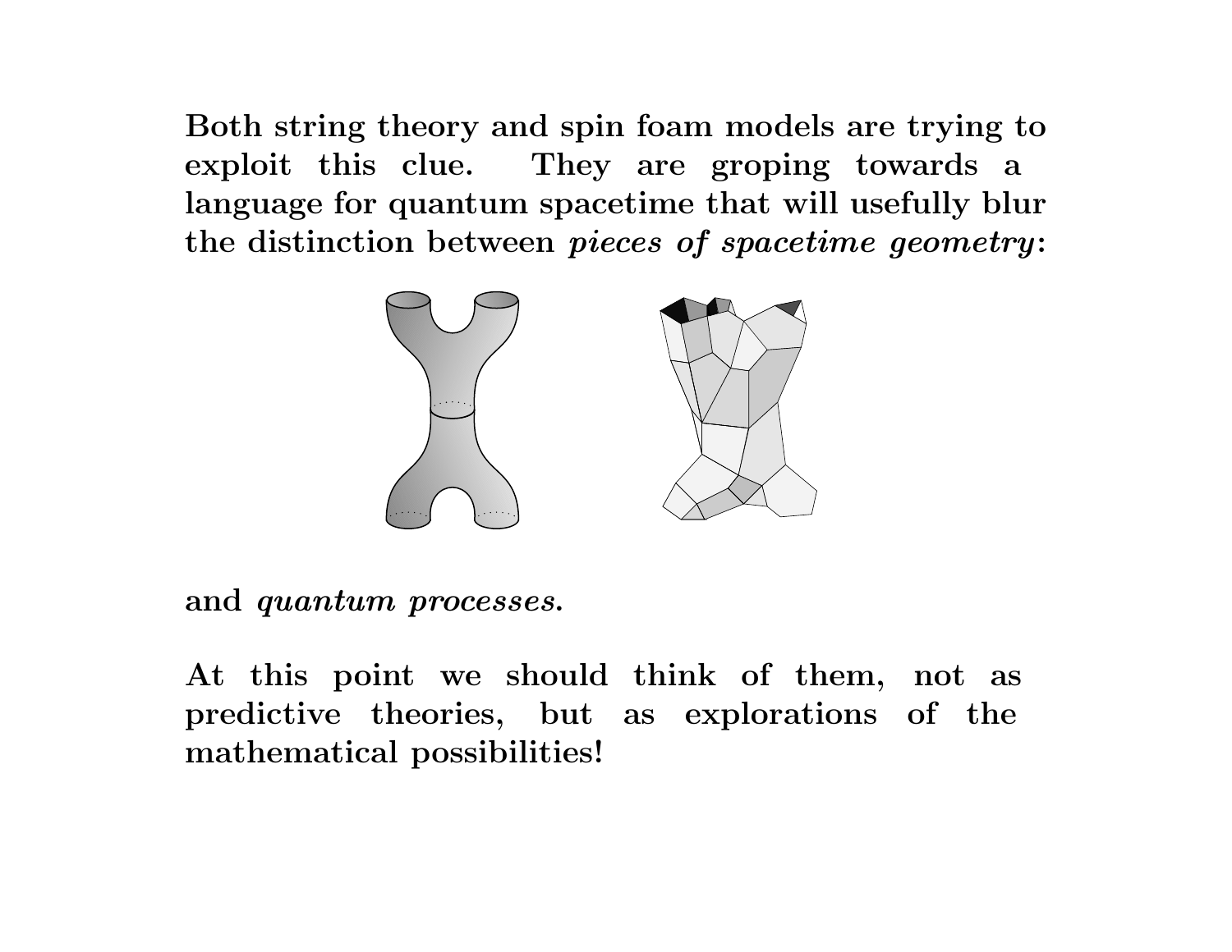**Both string theory and spin foam models are trying to exploit this clue. They are groping towards a language for quantum spacetime that will usefully blur the distinction between *pieces of spacetime geometry*:**

**and *quantum processes*.**

**At this point we should think of them, not as predictive theories, but as explorations of the mathematical possibilities!**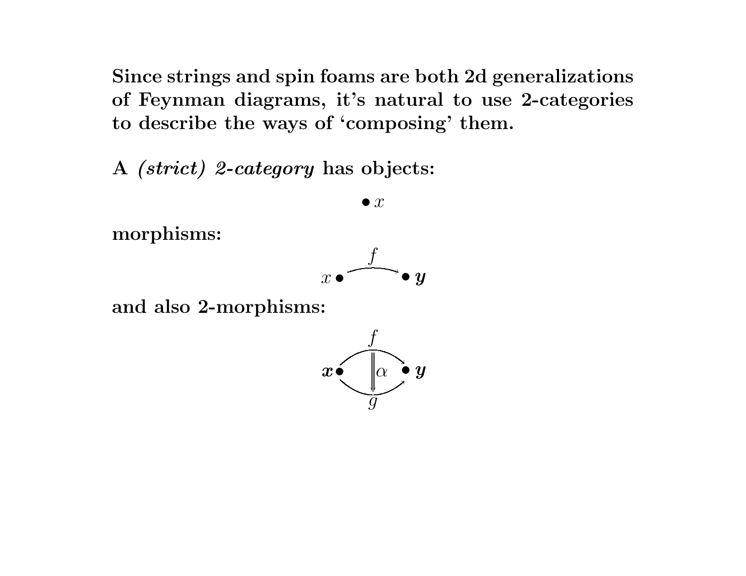**Since strings and spin foams are both 2d generalizations of Feynman diagrams, it's natural to use 2-categories to describe the ways of 'composing' them.**

**A *(strict) 2-category* has objects:**

$$\bullet\, x$$

**morphisms:**

$$x \bullet \xrightarrow{\ f\ } \bullet\, y$$

**and also 2-morphisms:**

$$x \bullet \underset{g}{\overset{f}{\Downarrow \alpha}} \bullet\, y$$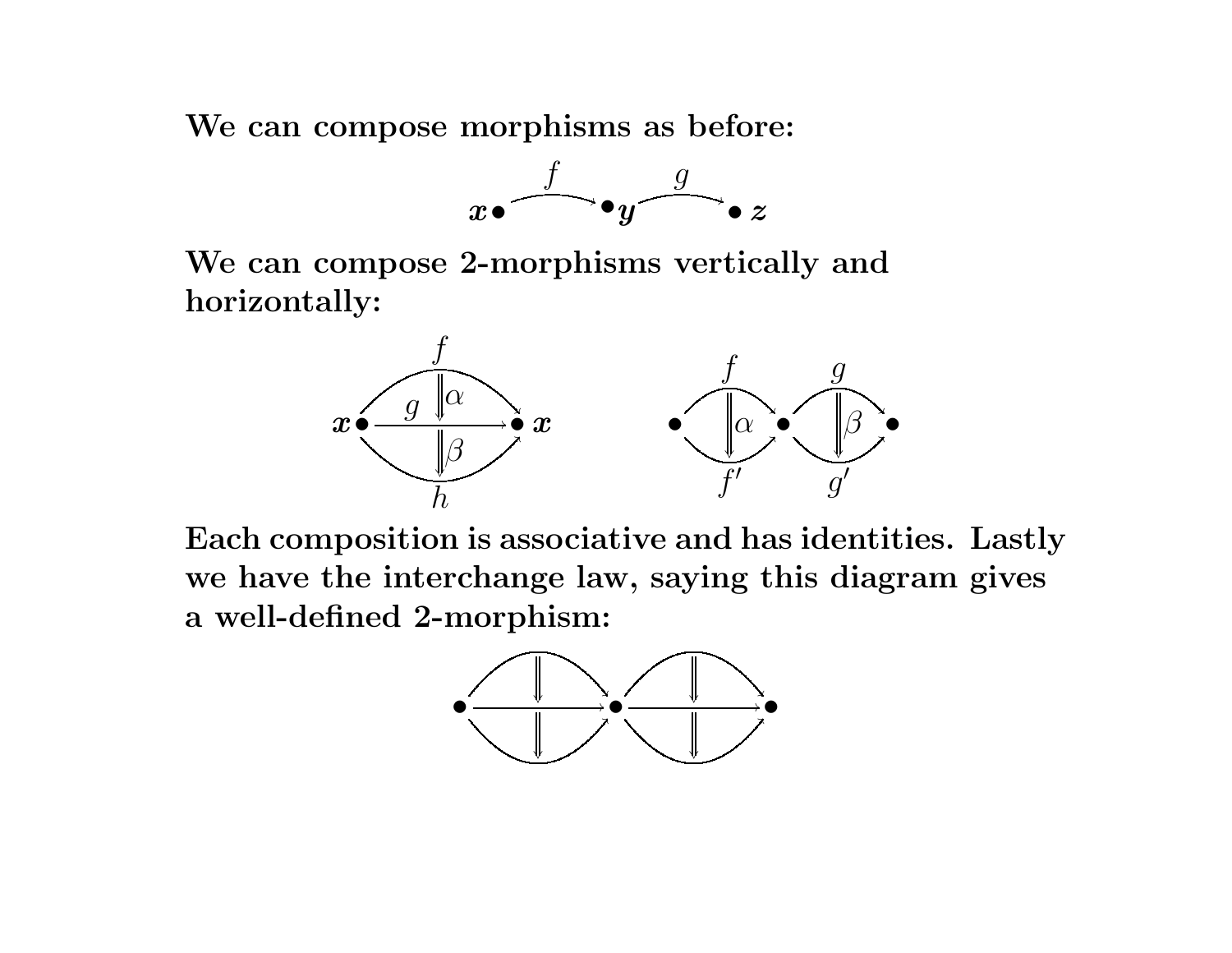**We can compose morphisms as before:**

$$x \bullet \xrightarrow{f} \bullet\, y \xrightarrow{g} \bullet\, z$$

**We can compose 2-morphisms vertically and horizontally:**

**Each composition is associative and has identities. Lastly we have the interchange law, saying this diagram gives a well-defined 2-morphism:**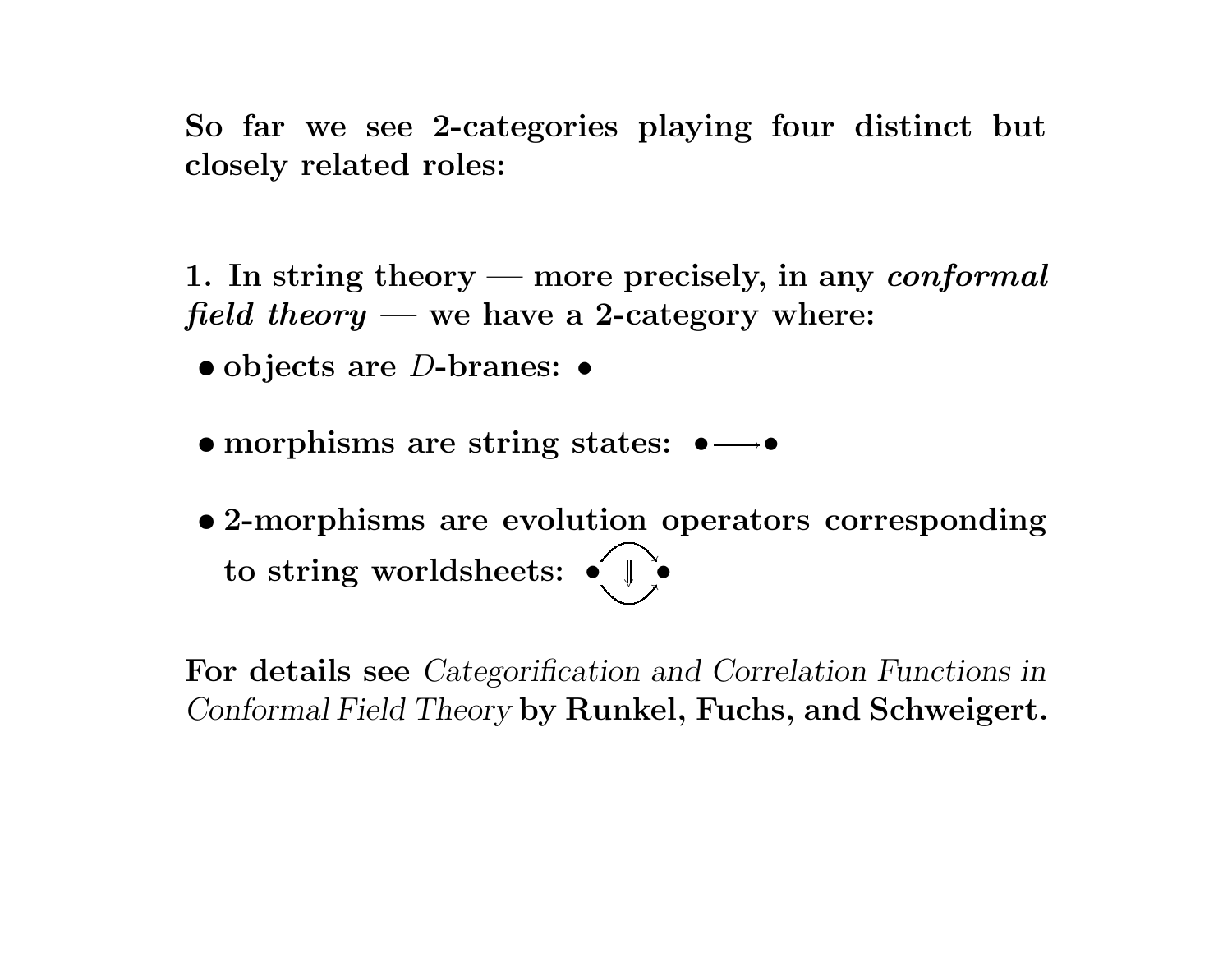**So far we see 2-categories playing four distinct but closely related roles:**

**1. In string theory — more precisely, in any *conformal field theory* — we have a 2-category where:**

- **objects are $D$-branes:** $\bullet$
- **morphisms are string states:** $\bullet \longrightarrow \bullet$
- **2-morphisms are evolution operators corresponding to string worldsheets:** $\bullet \Downarrow \bullet$

**For details see** *Categorification and Correlation Functions in Conformal Field Theory* **by Runkel, Fuchs, and Schweigert.**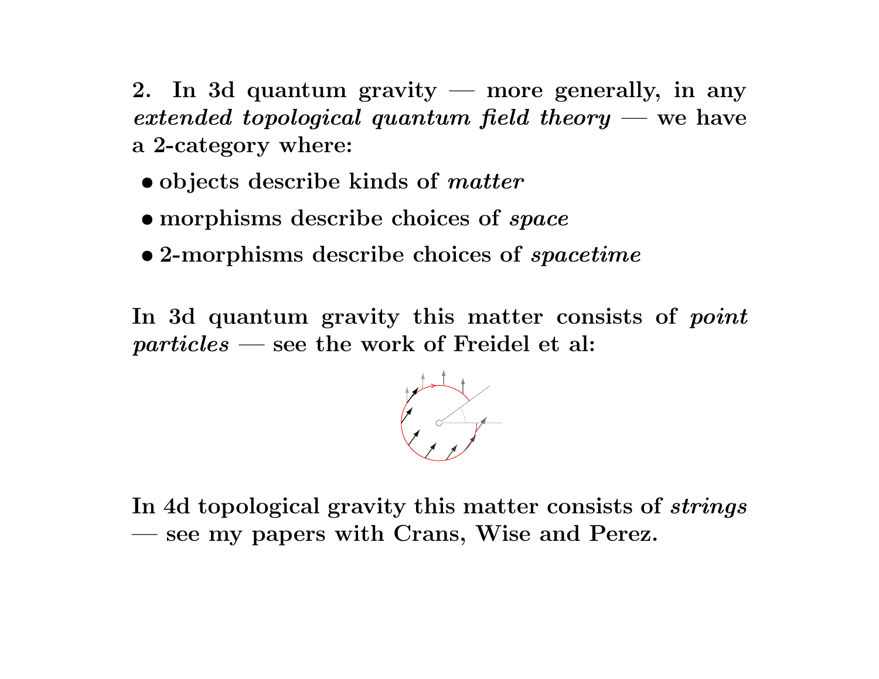**2. In 3d quantum gravity — more generally, in any *extended topological quantum field theory* — we have a 2-category where:**

- **objects describe kinds of *matter***
- **morphisms describe choices of *space***
- **2-morphisms describe choices of *spacetime***

**In 3d quantum gravity this matter consists of *point particles* — see the work of Freidel et al:**

**In 4d topological gravity this matter consists of *strings* — see my papers with Crans, Wise and Perez.**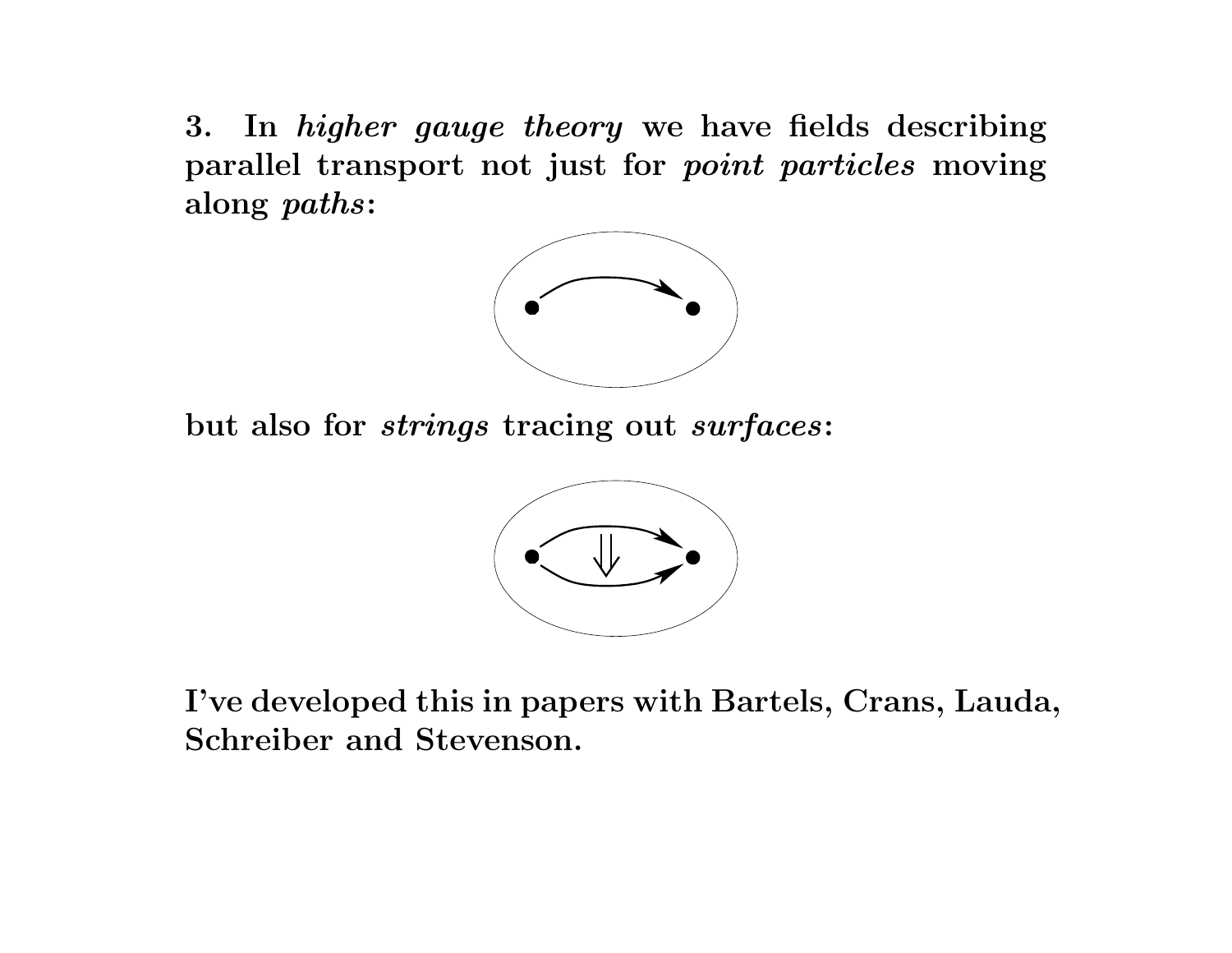**3. In *higher gauge theory* we have fields describing parallel transport not just for *point particles* moving along *paths*:**

**but also for *strings* tracing out *surfaces*:**

**I've developed this in papers with Bartels, Crans, Lauda, Schreiber and Stevenson.**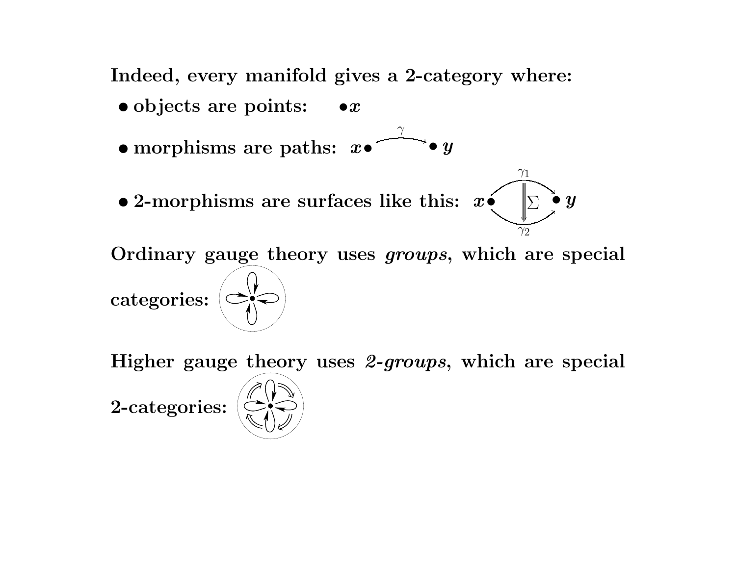**Indeed, every manifold gives a 2-category where:**

- **objects are points:** $\bullet x$
- **morphisms are paths:** $x \bullet \xrightarrow{\gamma} \bullet\, y$
- **2-morphisms are surfaces like this:** $x \bullet \underset{\gamma_2}{\overset{\gamma_1}{\Downarrow \Sigma}} \bullet\, y$

**Ordinary gauge theory uses *groups*, which are special categories:**

**Higher gauge theory uses *2-groups*, which are special 2-categories:**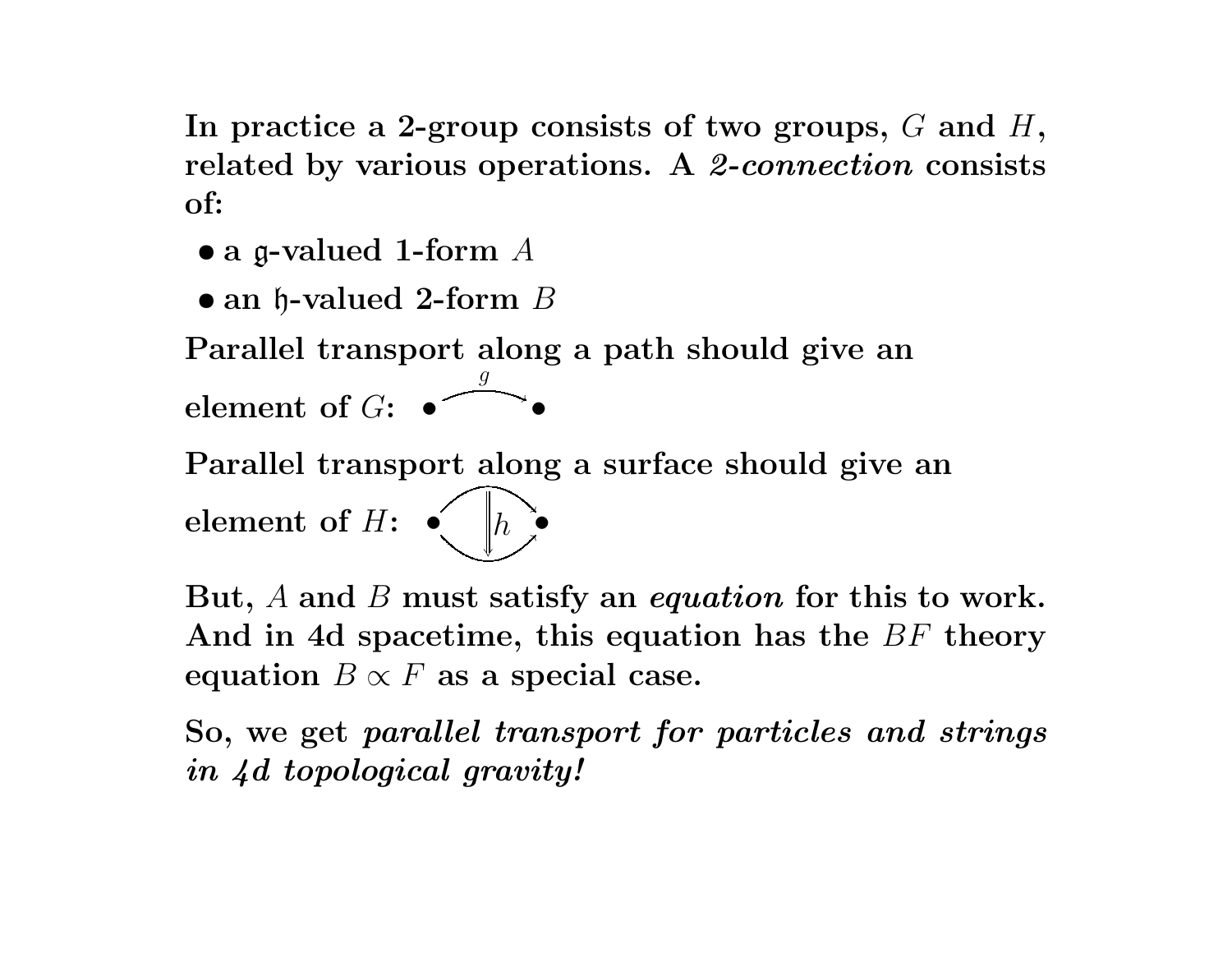**In practice a 2-group consists of two groups, $G$ and $H$, related by various operations. A *2-connection* consists of:**

- **a $\mathfrak{g}$-valued 1-form $A$**
- **an $\mathfrak{h}$-valued 2-form $B$**

**Parallel transport along a path should give an element of $G$:** $\bullet \xrightarrow{g} \bullet$

**Parallel transport along a surface should give an element of $H$:** $\bullet \overset{\longrightarrow}{\underset{\longrightarrow}{\Downarrow h}} \bullet$

**But, $A$ and $B$ must satisfy an *equation* for this to work. And in 4d spacetime, this equation has the $BF$ theory equation $B \propto F$ as a special case.**

**So, we get *parallel transport for particles and strings in 4d topological gravity!***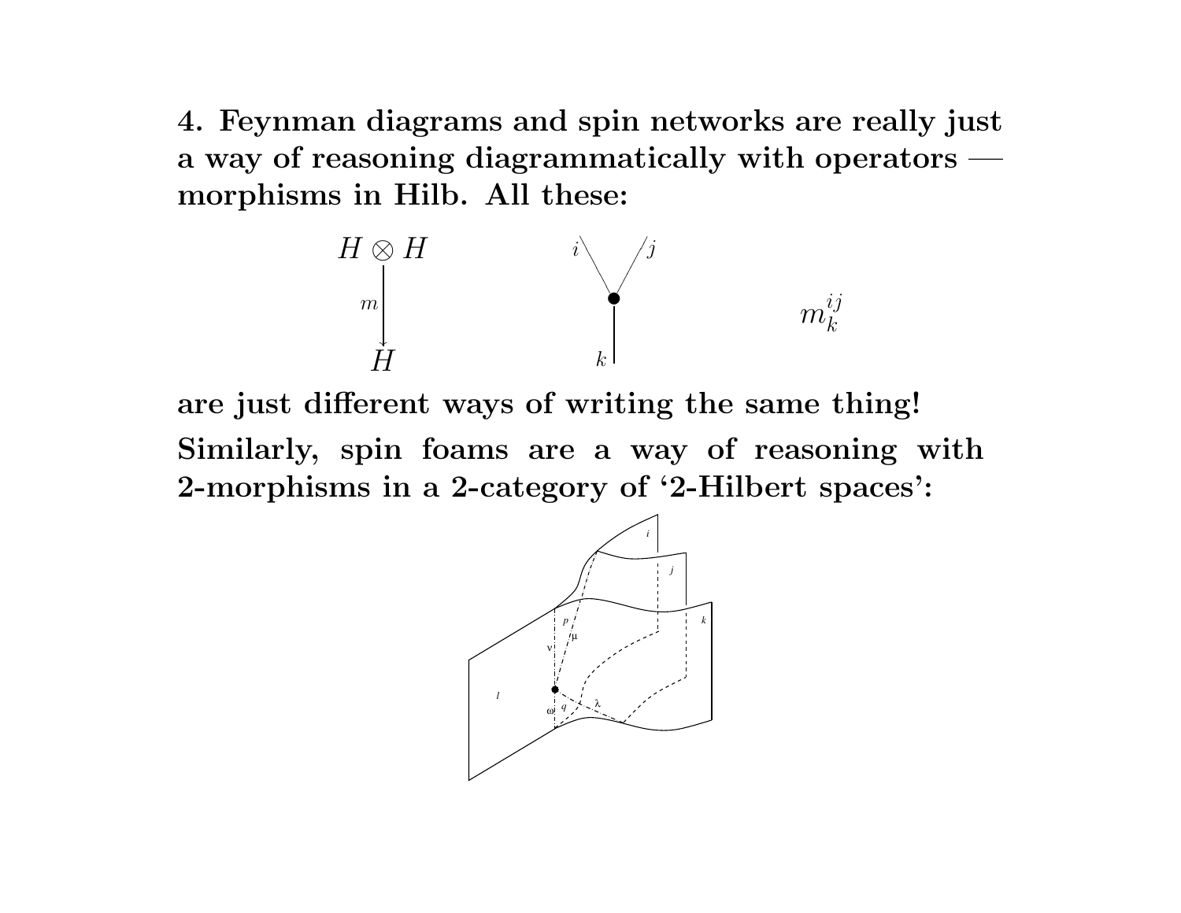**4. Feynman diagrams and spin networks are really just a way of reasoning diagrammatically with operators — morphisms in Hilb. All these:**

$H \otimes H$

$m$

$H$

$i$ $j$

$k$

$m_k^{ij}$

**are just different ways of writing the same thing!**

**Similarly, spin foams are a way of reasoning with 2-morphisms in a 2-category of '2-Hilbert spaces':**

i j k l p q ν μ ω λ